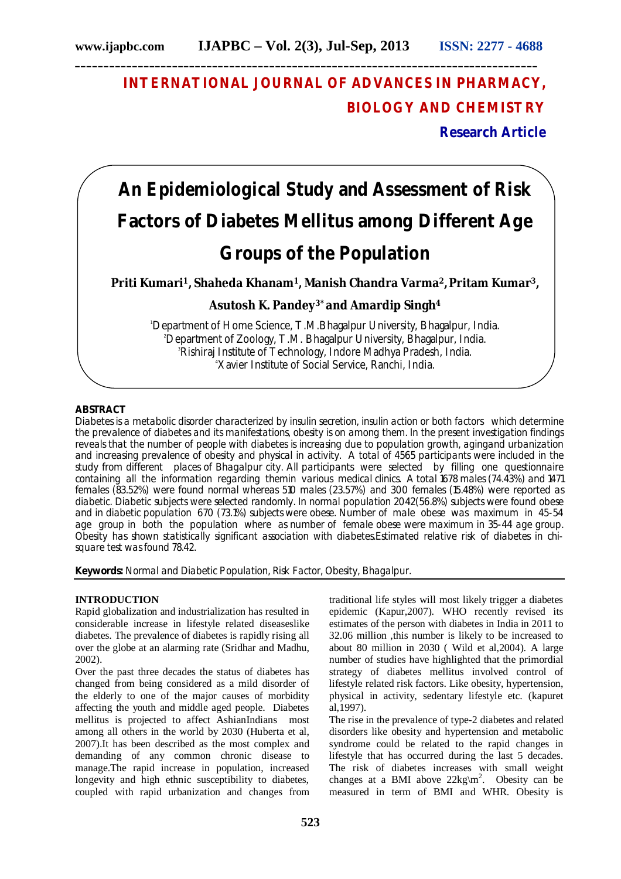# INTERNATIONAL JOURNAL OF ADVANCES IN PHARMACY, BIOLOGY AND CHEMISTRY

**Research Article**

# An Epidemiological Study and Assessment of Risk Factors of Diabetes Mellitus among Different Age Groups of the Population

**Priti Kumari[1], Shaheda Khanam[1], Manish Chandra Varma[2], Pritam Kumar[3], Asutosh K. Pandey[3*] and Amardip Singh[4]**

[1]Department of Home Science, T.M.Bhagalpur University, Bhagalpur, India.
[2]Department of Zoology, T.M. Bhagalpur University, Bhagalpur, India.
[3]Rishiraj Institute of Technology, Indore Madhya Pradesh, India.
[4]Xavier Institute of Social Service, Ranchi, India.

## ABSTRACT

Diabetes is a metabolic disorder characterized by insulin secretion, insulin action or both factors which determine the prevalence of diabetes and its manifestations, obesity is on among them. In the present investigation findings reveals that the number of people with diabetes is increasing due to population growth, agingand urbanization and increasing prevalence of obesity and physical in activity. A total of 4565 participants were included in the study from different places of Bhagalpur city. All participants were selected by filling one questionnaire containing all the information regarding themin various medical clinics. A total 1678 males (74.43%) and 1471 females (83.52%) were found normal whereas 510 males (23.57%) and 300 females (15.48%) were reported as diabetic. Diabetic subjects were selected randomly. In normal population 2042(56.8%) subjects were found obese and in diabetic population 670 (73.1%) subjects were obese. Number of male obese was maximum in 45-54 age group in both the population where as number of female obese were maximum in 35-44 age group. Obesity has shown statistically significant association with diabetes.Estimated relative risk of diabetes in chi-square test was found 78.42.

**Keywords:** Normal and Diabetic Population, Risk Factor, Obesity, Bhagalpur.

## INTRODUCTION

Rapid globalization and industrialization has resulted in considerable increase in lifestyle related diseaseslike diabetes. The prevalence of diabetes is rapidly rising all over the globe at an alarming rate (Sridhar and Madhu, 2002).

Over the past three decades the status of diabetes has changed from being considered as a mild disorder of the elderly to one of the major causes of morbidity affecting the youth and middle aged people. Diabetes mellitus is projected to affect AshianIndians most among all others in the world by 2030 (Huberta et al, 2007).It has been described as the most complex and demanding of any common chronic disease to manage.The rapid increase in population, increased longevity and high ethnic susceptibility to diabetes, coupled with rapid urbanization and changes from traditional life styles will most likely trigger a diabetes epidemic (Kapur,2007). WHO recently revised its estimates of the person with diabetes in India in 2011 to 32.06 million ,this number is likely to be increased to about 80 million in 2030 ( Wild et al,2004). A large number of studies have highlighted that the primordial strategy of diabetes mellitus involved control of lifestyle related risk factors. Like obesity, hypertension, physical in activity, sedentary lifestyle etc. (kapuret al,1997).

The rise in the prevalence of type-2 diabetes and related disorders like obesity and hypertension and metabolic syndrome could be related to the rapid changes in lifestyle that has occurred during the last 5 decades. The risk of diabetes increases with small weight changes at a BMI above 22kg\m$^2$. Obesity can be measured in term of BMI and WHR. Obesity is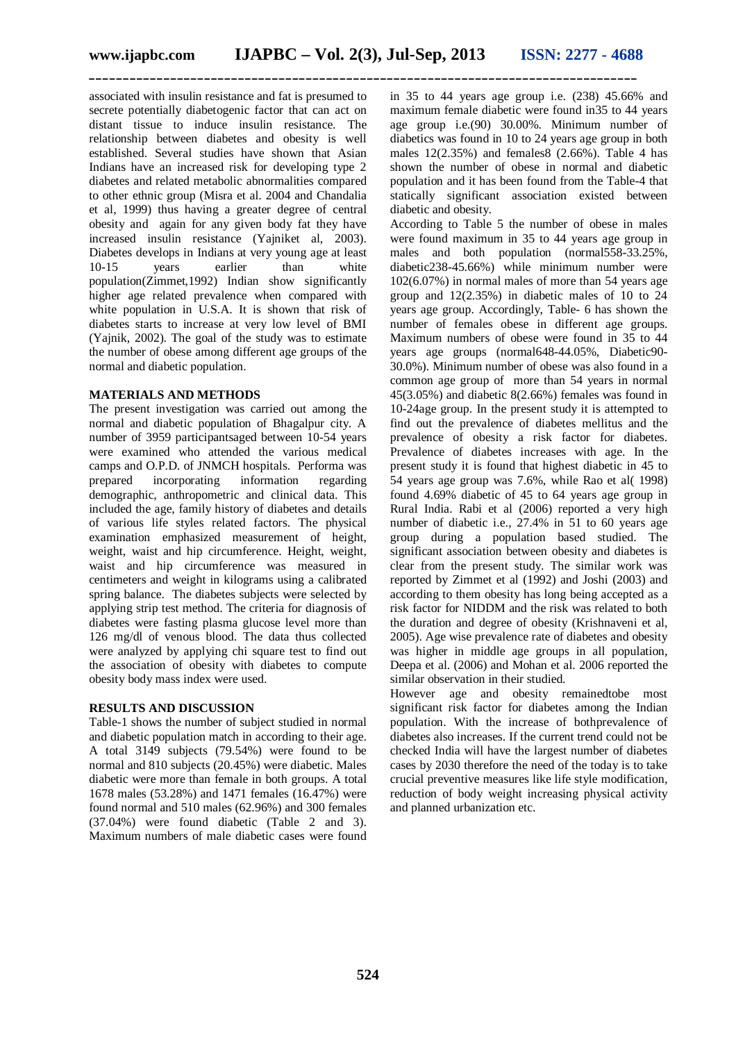associated with insulin resistance and fat is presumed to secrete potentially diabetogenic factor that can act on distant tissue to induce insulin resistance. The relationship between diabetes and obesity is well established. Several studies have shown that Asian Indians have an increased risk for developing type 2 diabetes and related metabolic abnormalities compared to other ethnic group (Misra et al. 2004 and Chandalia et al, 1999) thus having a greater degree of central obesity and again for any given body fat they have increased insulin resistance (Yajniket al, 2003). Diabetes develops in Indians at very young age at least 10-15 years earlier than white population(Zimmet,1992) Indian show significantly higher age related prevalence when compared with white population in U.S.A. It is shown that risk of diabetes starts to increase at very low level of BMI (Yajnik, 2002). The goal of the study was to estimate the number of obese among different age groups of the normal and diabetic population.

## MATERIALS AND METHODS

The present investigation was carried out among the normal and diabetic population of Bhagalpur city. A number of 3959 participantsaged between 10-54 years were examined who attended the various medical camps and O.P.D. of JNMCH hospitals. Performa was prepared incorporating information regarding demographic, anthropometric and clinical data. This included the age, family history of diabetes and details of various life styles related factors. The physical examination emphasized measurement of height, weight, waist and hip circumference. Height, weight, waist and hip circumference was measured in centimeters and weight in kilograms using a calibrated spring balance. The diabetes subjects were selected by applying strip test method. The criteria for diagnosis of diabetes were fasting plasma glucose level more than 126 mg/dl of venous blood. The data thus collected were analyzed by applying chi square test to find out the association of obesity with diabetes to compute obesity body mass index were used.

## RESULTS AND DISCUSSION

Table-1 shows the number of subject studied in normal and diabetic population match in according to their age. A total 3149 subjects (79.54%) were found to be normal and 810 subjects (20.45%) were diabetic. Males diabetic were more than female in both groups. A total 1678 males (53.28%) and 1471 females (16.47%) were found normal and 510 males (62.96%) and 300 females (37.04%) were found diabetic (Table 2 and 3). Maximum numbers of male diabetic cases were found in 35 to 44 years age group i.e. (238) 45.66% and maximum female diabetic were found in35 to 44 years age group i.e.(90) 30.00%. Minimum number of diabetics was found in 10 to 24 years age group in both males 12(2.35%) and females8 (2.66%). Table 4 has shown the number of obese in normal and diabetic population and it has been found from the Table-4 that statically significant association existed between diabetic and obesity.

According to Table 5 the number of obese in males were found maximum in 35 to 44 years age group in males and both population (normal558-33.25%, diabetic238-45.66%) while minimum number were 102(6.07%) in normal males of more than 54 years age group and 12(2.35%) in diabetic males of 10 to 24 years age group. Accordingly, Table- 6 has shown the number of females obese in different age groups. Maximum numbers of obese were found in 35 to 44 years age groups (normal648-44.05%, Diabetic90-30.0%). Minimum number of obese was also found in a common age group of more than 54 years in normal 45(3.05%) and diabetic 8(2.66%) females was found in 10-24age group. In the present study it is attempted to find out the prevalence of diabetes mellitus and the prevalence of obesity a risk factor for diabetes. Prevalence of diabetes increases with age. In the present study it is found that highest diabetic in 45 to 54 years age group was 7.6%, while Rao et al( 1998) found 4.69% diabetic of 45 to 64 years age group in Rural India. Rabi et al (2006) reported a very high number of diabetic i.e., 27.4% in 51 to 60 years age group during a population based studied. The significant association between obesity and diabetes is clear from the present study. The similar work was reported by Zimmet et al (1992) and Joshi (2003) and according to them obesity has long being accepted as a risk factor for NIDDM and the risk was related to both the duration and degree of obesity (Krishnaveni et al, 2005). Age wise prevalence rate of diabetes and obesity was higher in middle age groups in all population, Deepa et al. (2006) and Mohan et al. 2006 reported the similar observation in their studied.

However age and obesity remainedtobe most significant risk factor for diabetes among the Indian population. With the increase of bothprevalence of diabetes also increases. If the current trend could not be checked India will have the largest number of diabetes cases by 2030 therefore the need of the today is to take crucial preventive measures like life style modification, reduction of body weight increasing physical activity and planned urbanization etc.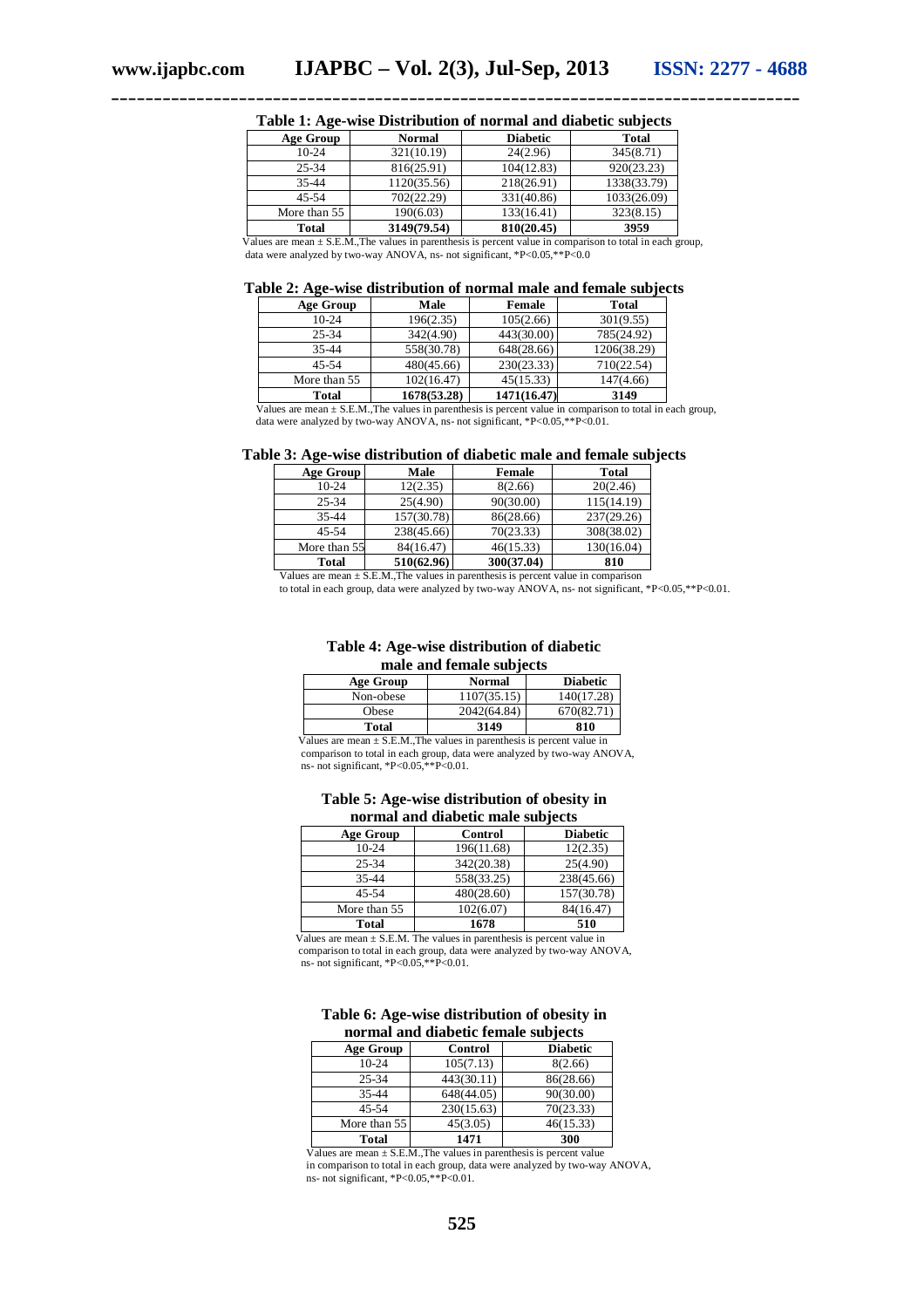**Table 1: Age-wise Distribution of normal and diabetic subjects**

| Age Group | Normal | Diabetic | Total |
|---|---|---|---|
| 10-24 | 321(10.19) | 24(2.96) | 345(8.71) |
| 25-34 | 816(25.91) | 104(12.83) | 920(23.23) |
| 35-44 | 1120(35.56) | 218(26.91) | 1338(33.79) |
| 45-54 | 702(22.29) | 331(40.86) | 1033(26.09) |
| More than 55 | 190(6.03) | 133(16.41) | 323(8.15) |
| **Total** | **3149(79.54)** | **810(20.45)** | **3959** |

Values are mean ± S.E.M.,The values in parenthesis is percent value in comparison to total in each group, data were analyzed by two-way ANOVA, ns- not significant, *P<0.05,**P<0.0

**Table 2: Age-wise distribution of normal male and female subjects**

| Age Group | Male | Female | Total |
|---|---|---|---|
| 10-24 | 196(2.35) | 105(2.66) | 301(9.55) |
| 25-34 | 342(4.90) | 443(30.00) | 785(24.92) |
| 35-44 | 558(30.78) | 648(28.66) | 1206(38.29) |
| 45-54 | 480(45.66) | 230(23.33) | 710(22.54) |
| More than 55 | 102(16.47) | 45(15.33) | 147(4.66) |
| **Total** | **1678(53.28)** | **1471(16.47)** | **3149** |

Values are mean ± S.E.M.,The values in parenthesis is percent value in comparison to total in each group, data were analyzed by two-way ANOVA, ns- not significant, *P<0.05,**P<0.01.

**Table 3: Age-wise distribution of diabetic male and female subjects**

| Age Group | Male | Female | Total |
|---|---|---|---|
| 10-24 | 12(2.35) | 8(2.66) | 20(2.46) |
| 25-34 | 25(4.90) | 90(30.00) | 115(14.19) |
| 35-44 | 157(30.78) | 86(28.66) | 237(29.26) |
| 45-54 | 238(45.66) | 70(23.33) | 308(38.02) |
| More than 55 | 84(16.47) | 46(15.33) | 130(16.04) |
| **Total** | **510(62.96)** | **300(37.04)** | **810** |

Values are mean ± S.E.M.,The values in parenthesis is percent value in comparison to total in each group, data were analyzed by two-way ANOVA, ns- not significant, *P<0.05,**P<0.01.

**Table 4: Age-wise distribution of diabetic male and female subjects**

| Age Group | Normal | Diabetic |
|---|---|---|
| Non-obese | 1107(35.15) | 140(17.28) |
| Obese | 2042(64.84) | 670(82.71) |
| **Total** | **3149** | **810** |

Values are mean ± S.E.M.,The values in parenthesis is percent value in comparison to total in each group, data were analyzed by two-way ANOVA, ns- not significant, *P<0.05,**P<0.01.

**Table 5: Age-wise distribution of obesity in normal and diabetic male subjects**

| Age Group | Control | Diabetic |
|---|---|---|
| 10-24 | 196(11.68) | 12(2.35) |
| 25-34 | 342(20.38) | 25(4.90) |
| 35-44 | 558(33.25) | 238(45.66) |
| 45-54 | 480(28.60) | 157(30.78) |
| More than 55 | 102(6.07) | 84(16.47) |
| **Total** | **1678** | **510** |

Values are mean ± S.E.M. The values in parenthesis is percent value in comparison to total in each group, data were analyzed by two-way ANOVA, ns- not significant, *P<0.05,**P<0.01.

**Table 6: Age-wise distribution of obesity in normal and diabetic female subjects**

| Age Group | Control | Diabetic |
|---|---|---|
| 10-24 | 105(7.13) | 8(2.66) |
| 25-34 | 443(30.11) | 86(28.66) |
| 35-44 | 648(44.05) | 90(30.00) |
| 45-54 | 230(15.63) | 70(23.33) |
| More than 55 | 45(3.05) | 46(15.33) |
| **Total** | **1471** | **300** |

Values are mean ± S.E.M.,The values in parenthesis is percent value in comparison to total in each group, data were analyzed by two-way ANOVA, ns- not significant, *P<0.05,**P<0.01.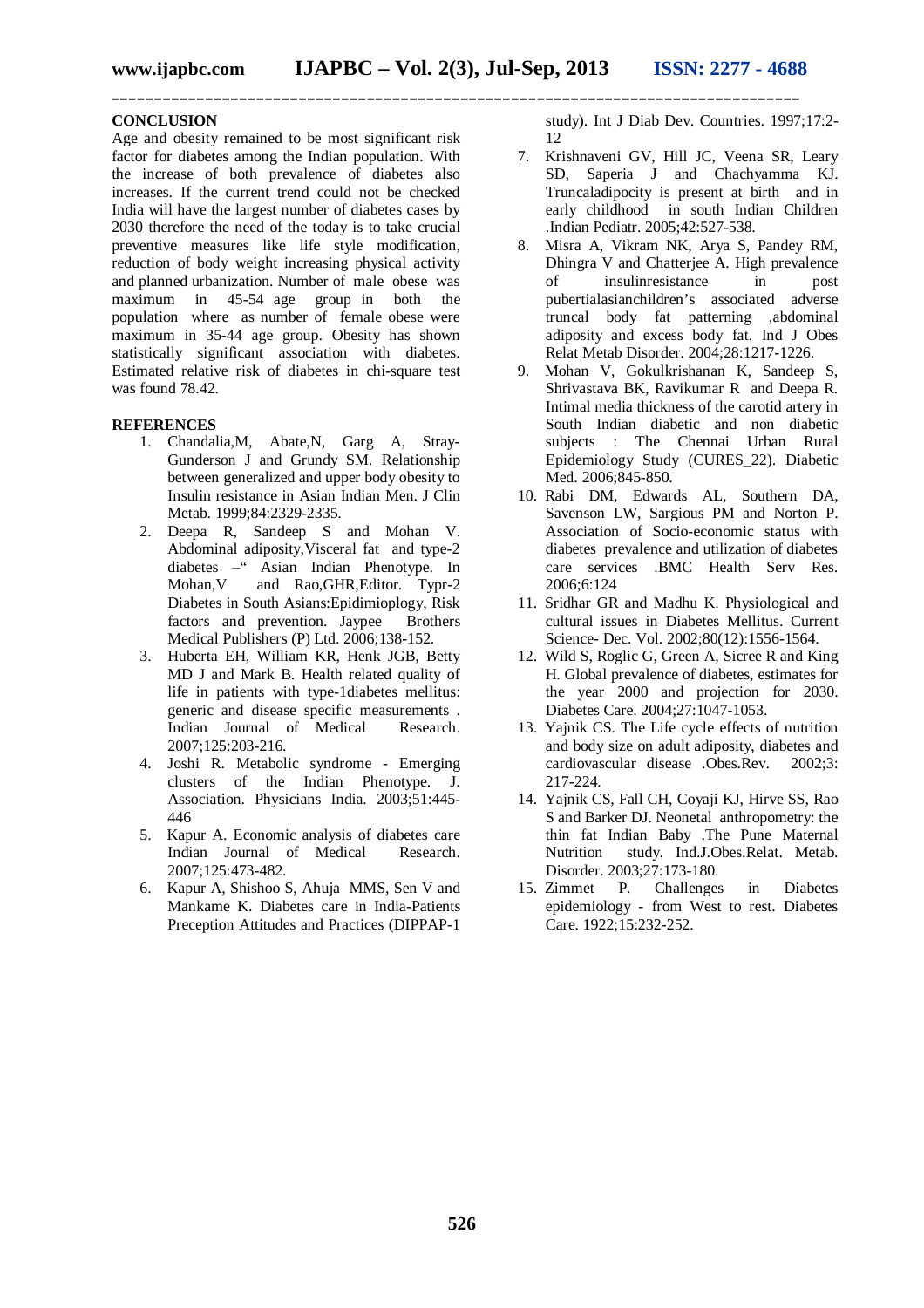## CONCLUSION

Age and obesity remained to be most significant risk factor for diabetes among the Indian population. With the increase of both prevalence of diabetes also increases. If the current trend could not be checked India will have the largest number of diabetes cases by 2030 therefore the need of the today is to take crucial preventive measures like life style modification, reduction of body weight increasing physical activity and planned urbanization. Number of male obese was maximum in 45-54 age group in both the population where as number of female obese were maximum in 35-44 age group. Obesity has shown statistically significant association with diabetes. Estimated relative risk of diabetes in chi-square test was found 78.42.

## REFERENCES

1. Chandalia,M, Abate,N, Garg A, Stray-Gunderson J and Grundy SM. Relationship between generalized and upper body obesity to Insulin resistance in Asian Indian Men. J Clin Metab. 1999;84:2329-2335.
2. Deepa R, Sandeep S and Mohan V. Abdominal adiposity,Visceral fat and type-2 diabetes –" Asian Indian Phenotype. In Mohan,V and Rao,GHR,Editor. Typr-2 Diabetes in South Asians:Epidimioplogy, Risk factors and prevention. Jaypee Brothers Medical Publishers (P) Ltd. 2006;138-152.
3. Huberta EH, William KR, Henk JGB, Betty MD J and Mark B. Health related quality of life in patients with type-1diabetes mellitus: generic and disease specific measurements . Indian Journal of Medical Research. 2007;125:203-216.
4. Joshi R. Metabolic syndrome - Emerging clusters of the Indian Phenotype. J. Association. Physicians India. 2003;51:445-446
5. Kapur A. Economic analysis of diabetes care Indian Journal of Medical Research. 2007;125:473-482.
6. Kapur A, Shishoo S, Ahuja MMS, Sen V and Mankame K. Diabetes care in India-Patients Preception Attitudes and Practices (DIPPAP-1 study). Int J Diab Dev. Countries. 1997;17:2-12
7. Krishnaveni GV, Hill JC, Veena SR, Leary SD, Saperia J and Chachyamma KJ. Truncaladipocity is present at birth and in early childhood in south Indian Children .Indian Pediatr. 2005;42:527-538.
8. Misra A, Vikram NK, Arya S, Pandey RM, Dhingra V and Chatterjee A. High prevalence of insulinresistance in post pubertialasianchildren's associated adverse truncal body fat patterning ,abdominal adiposity and excess body fat. Ind J Obes Relat Metab Disorder. 2004;28:1217-1226.
9. Mohan V, Gokulkrishanan K, Sandeep S, Shrivastava BK, Ravikumar R and Deepa R. Intimal media thickness of the carotid artery in South Indian diabetic and non diabetic subjects : The Chennai Urban Rural Epidemiology Study (CURES_22). Diabetic Med. 2006;845-850.
10. Rabi DM, Edwards AL, Southern DA, Savenson LW, Sargious PM and Norton P. Association of Socio-economic status with diabetes prevalence and utilization of diabetes care services .BMC Health Serv Res. 2006;6:124
11. Sridhar GR and Madhu K. Physiological and cultural issues in Diabetes Mellitus. Current Science- Dec. Vol. 2002;80(12):1556-1564.
12. Wild S, Roglic G, Green A, Sicree R and King H. Global prevalence of diabetes, estimates for the year 2000 and projection for 2030. Diabetes Care. 2004;27:1047-1053.
13. Yajnik CS. The Life cycle effects of nutrition and body size on adult adiposity, diabetes and cardiovascular disease .Obes.Rev. 2002;3: 217-224.
14. Yajnik CS, Fall CH, Coyaji KJ, Hirve SS, Rao S and Barker DJ. Neonetal anthropometry: the thin fat Indian Baby .The Pune Maternal Nutrition study. Ind.J.Obes.Relat. Metab. Disorder. 2003;27:173-180.
15. Zimmet P. Challenges in Diabetes epidemiology - from West to rest. Diabetes Care. 1922;15:232-252.